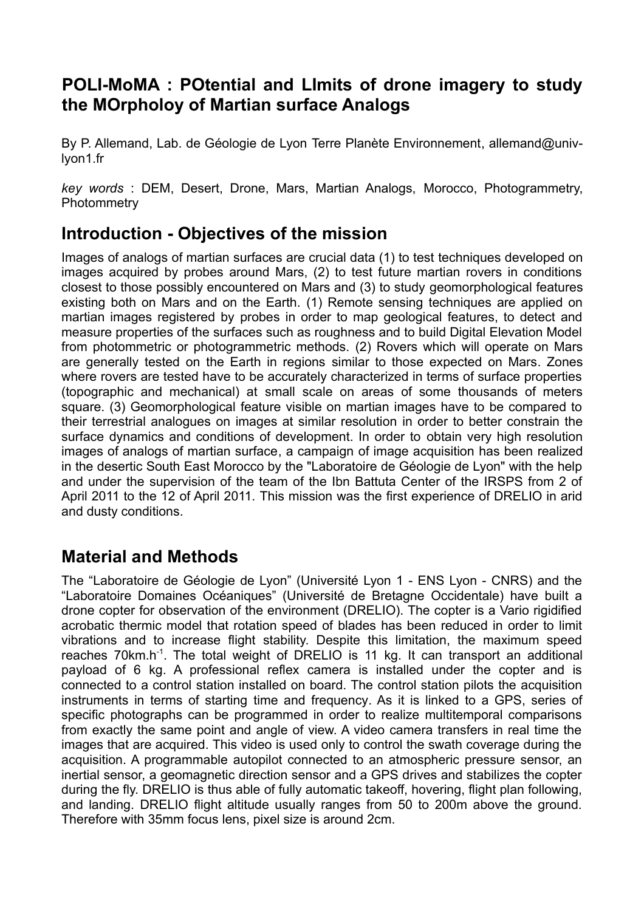# POLI-MoMA : POtential and LImits of drone imagery to study the MOrpholoy of Martian surface Analogs

By P. Allemand, Lab. de Géologie de Lyon Terre Planète Environnement, allemand@univ-lyon1.fr

*key words* : DEM, Desert, Drone, Mars, Martian Analogs, Morocco, Photogrammetry, Photommetry

## Introduction - Objectives of the mission

Images of analogs of martian surfaces are crucial data (1) to test techniques developed on images acquired by probes around Mars, (2) to test future martian rovers in conditions closest to those possibly encountered on Mars and (3) to study geomorphological features existing both on Mars and on the Earth. (1) Remote sensing techniques are applied on martian images registered by probes in order to map geological features, to detect and measure properties of the surfaces such as roughness and to build Digital Elevation Model from photommetric or photogrammetric methods. (2) Rovers which will operate on Mars are generally tested on the Earth in regions similar to those expected on Mars. Zones where rovers are tested have to be accurately characterized in terms of surface properties (topographic and mechanical) at small scale on areas of some thousands of meters square. (3) Geomorphological feature visible on martian images have to be compared to their terrestrial analogues on images at similar resolution in order to better constrain the surface dynamics and conditions of development. In order to obtain very high resolution images of analogs of martian surface, a campaign of image acquisition has been realized in the desertic South East Morocco by the "Laboratoire de Géologie de Lyon" with the help and under the supervision of the team of the Ibn Battuta Center of the IRSPS from 2 of April 2011 to the 12 of April 2011. This mission was the first experience of DRELIO in arid and dusty conditions.

## Material and Methods

The “Laboratoire de Géologie de Lyon” (Université Lyon 1 - ENS Lyon - CNRS) and the “Laboratoire Domaines Océaniques” (Université de Bretagne Occidentale) have built a drone copter for observation of the environment (DRELIO). The copter is a Vario rigidified acrobatic thermic model that rotation speed of blades has been reduced in order to limit vibrations and to increase flight stability. Despite this limitation, the maximum speed reaches $70km.h^{-1}$. The total weight of DRELIO is 11 kg. It can transport an additional payload of 6 kg. A professional reflex camera is installed under the copter and is connected to a control station installed on board. The control station pilots the acquisition instruments in terms of starting time and frequency. As it is linked to a GPS, series of specific photographs can be programmed in order to realize multitemporal comparisons from exactly the same point and angle of view. A video camera transfers in real time the images that are acquired. This video is used only to control the swath coverage during the acquisition. A programmable autopilot connected to an atmospheric pressure sensor, an inertial sensor, a geomagnetic direction sensor and a GPS drives and stabilizes the copter during the fly. DRELIO is thus able of fully automatic takeoff, hovering, flight plan following, and landing. DRELIO flight altitude usually ranges from 50 to 200m above the ground. Therefore with 35mm focus lens, pixel size is around 2cm.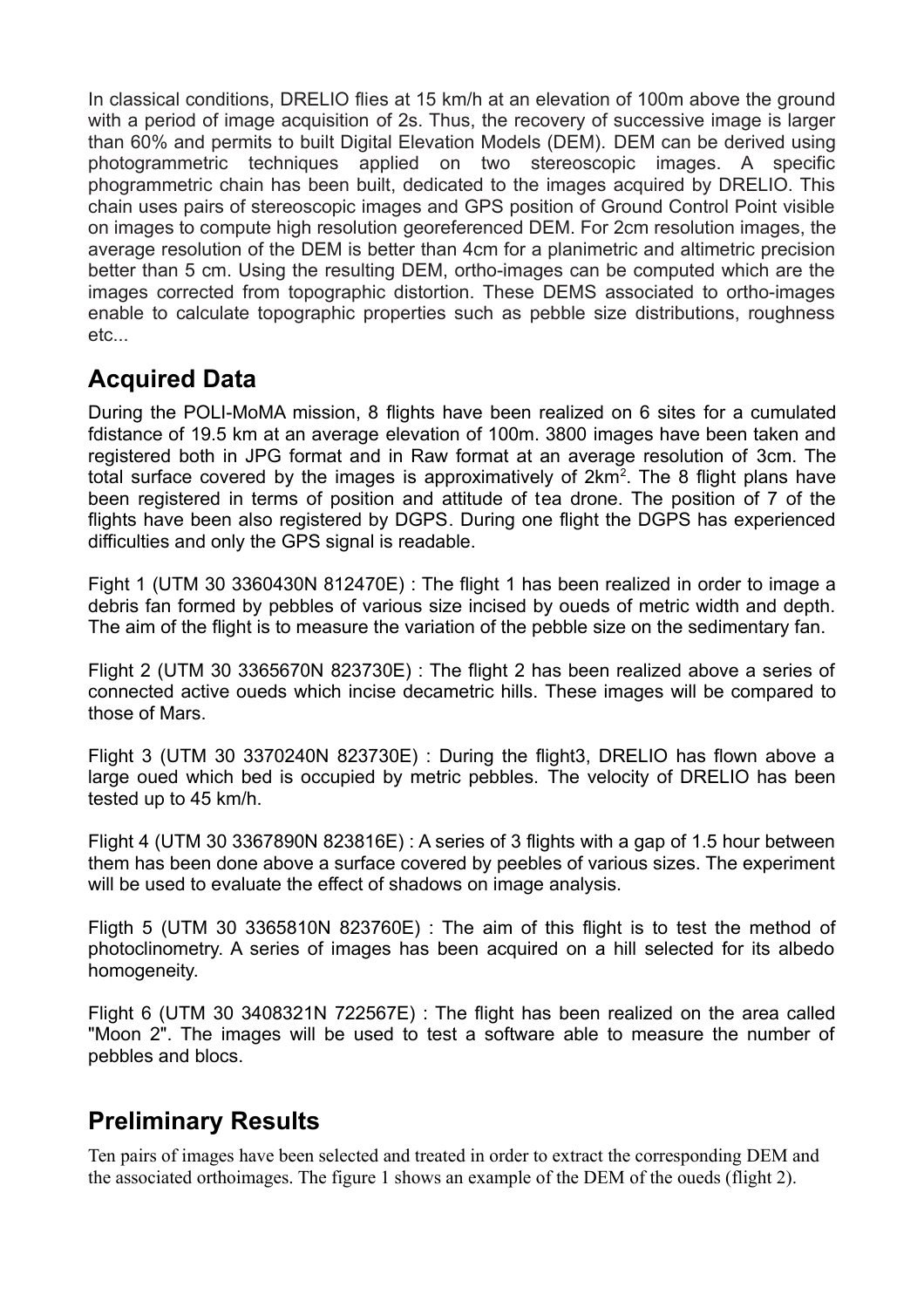In classical conditions, DRELIO flies at 15 km/h at an elevation of 100m above the ground with a period of image acquisition of 2s. Thus, the recovery of successive image is larger than 60% and permits to built Digital Elevation Models (DEM). DEM can be derived using photogrammetric techniques applied on two stereoscopic images. A specific phogrammetric chain has been built, dedicated to the images acquired by DRELIO. This chain uses pairs of stereoscopic images and GPS position of Ground Control Point visible on images to compute high resolution georeferenced DEM. For 2cm resolution images, the average resolution of the DEM is better than 4cm for a planimetric and altimetric precision better than 5 cm. Using the resulting DEM, ortho-images can be computed which are the images corrected from topographic distortion. These DEMS associated to ortho-images enable to calculate topographic properties such as pebble size distributions, roughness etc...

## Acquired Data

During the POLI-MoMA mission, 8 flights have been realized on 6 sites for a cumulated fdistance of 19.5 km at an average elevation of 100m. 3800 images have been taken and registered both in JPG format and in Raw format at an average resolution of 3cm. The total surface covered by the images is approximatively of 2km$^2$. The 8 flight plans have been registered in terms of position and attitude of tea drone. The position of 7 of the flights have been also registered by DGPS. During one flight the DGPS has experienced difficulties and only the GPS signal is readable.

Fight 1 (UTM 30 3360430N 812470E) : The flight 1 has been realized in order to image a debris fan formed by pebbles of various size incised by oueds of metric width and depth. The aim of the flight is to measure the variation of the pebble size on the sedimentary fan.

Flight 2 (UTM 30 3365670N 823730E) : The flight 2 has been realized above a series of connected active oueds which incise decametric hills. These images will be compared to those of Mars.

Flight 3 (UTM 30 3370240N 823730E) : During the flight3, DRELIO has flown above a large oued which bed is occupied by metric pebbles. The velocity of DRELIO has been tested up to 45 km/h.

Flight 4 (UTM 30 3367890N 823816E) : A series of 3 flights with a gap of 1.5 hour between them has been done above a surface covered by peebles of various sizes. The experiment will be used to evaluate the effect of shadows on image analysis.

Fligth 5 (UTM 30 3365810N 823760E) : The aim of this flight is to test the method of photoclinometry. A series of images has been acquired on a hill selected for its albedo homogeneity.

Flight 6 (UTM 30 3408321N 722567E) : The flight has been realized on the area called "Moon 2". The images will be used to test a software able to measure the number of pebbles and blocs.

## Preliminary Results

Ten pairs of images have been selected and treated in order to extract the corresponding DEM and the associated orthoimages. The figure 1 shows an example of the DEM of the oueds (flight 2).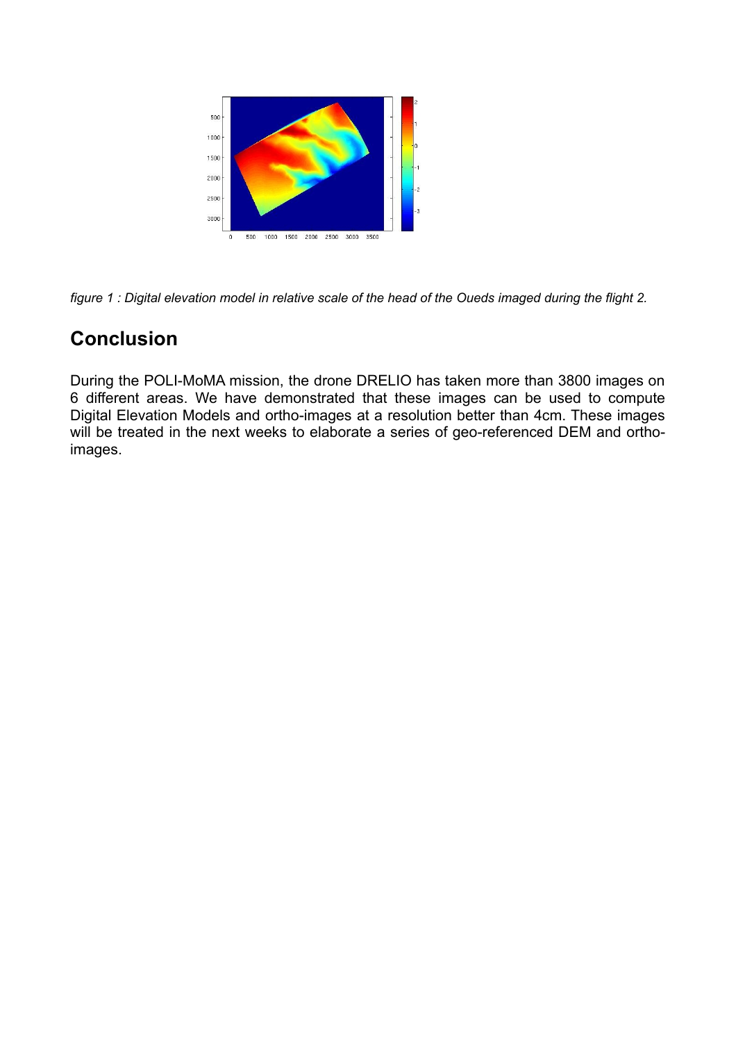500
1000
1500
2000
2500
3000

0 500 1000 1500 2000 2500 3000 3500

2
1
0
-1
-2
-3

*figure 1 : Digital elevation model in relative scale of the head of the Oueds imaged during the flight 2.*

## Conclusion

During the POLI-MoMA mission, the drone DRELIO has taken more than 3800 images on 6 different areas. We have demonstrated that these images can be used to compute Digital Elevation Models and ortho-images at a resolution better than 4cm. These images will be treated in the next weeks to elaborate a series of geo-referenced DEM and ortho-images.